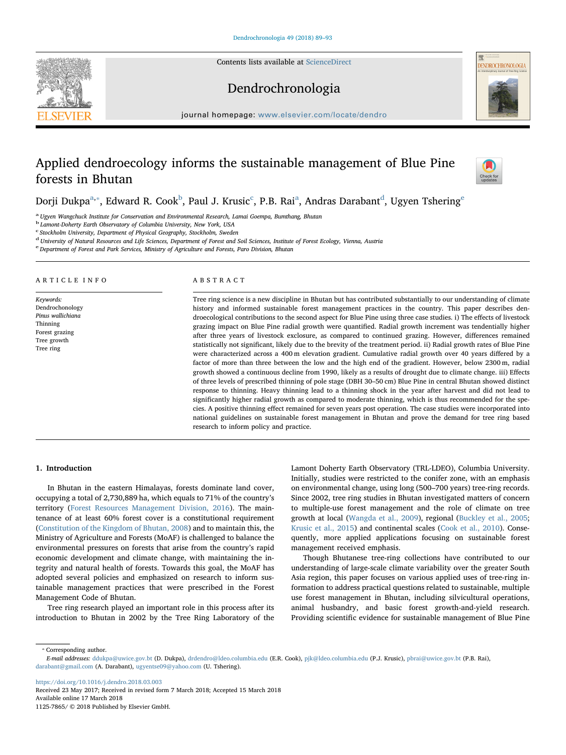# Applied dendroecology informs the sustainable management of Blue Pine forests in Bhutan

Dorji Dukpa[a,*], Edward R. Cook[b], Paul J. Krusic[c], P.B. Rai[a], Andras Darabant[d], Ugyen Tshering[e]

[a] Ugyen Wangchuck Institute for Conservation and Environmental Research, Lamai Goempa, Bumthang, Bhutan
[b] Lamont-Doherty Earth Observatory of Columbia University, New York, USA
[c] Stockholm University, Department of Physical Geography, Stockholm, Sweden
[d] University of Natural Resources and Life Sciences, Department of Forest and Soil Sciences, Institute of Forest Ecology, Vienna, Austria
[e] Department of Forest and Park Services, Ministry of Agriculture and Forests, Paro Division, Bhutan

## ARTICLE INFO

*Keywords:*
Dendrochonology
*Pinus wallichiana*
Thinning
Forest grazing
Tree growth
Tree ring

## ABSTRACT

Tree ring science is a new discipline in Bhutan but has contributed substantially to our understanding of climate history and informed sustainable forest management practices in the country. This paper describes dendroecological contributions to the second aspect for Blue Pine using three case studies. i) The effects of livestock grazing impact on Blue Pine radial growth were quantified. Radial growth increment was tendentially higher after three years of livestock exclosure, as compared to continued grazing. However, differences remained statistically not significant, likely due to the brevity of the treatment period. ii) Radial growth rates of Blue Pine were characterized across a 400 m elevation gradient. Cumulative radial growth over 40 years differed by a factor of more than three between the low and the high end of the gradient. However, below 2300 m, radial growth showed a continuous decline from 1990, likely as a results of drought due to climate change. iii) Effects of three levels of prescribed thinning of pole stage (DBH 30–50 cm) Blue Pine in central Bhutan showed distinct response to thinning. Heavy thinning lead to a thinning shock in the year after harvest and did not lead to significantly higher radial growth as compared to moderate thinning, which is thus recommended for the species. A positive thinning effect remained for seven years post operation. The case studies were incorporated into national guidelines on sustainable forest management in Bhutan and prove the demand for tree ring based research to inform policy and practice.

## 1. Introduction

In Bhutan in the eastern Himalayas, forests dominate land cover, occupying a total of 2,730,889 ha, which equals to 71% of the country's territory (Forest Resources Management Division, 2016). The maintenance of at least 60% forest cover is a constitutional requirement (Constitution of the Kingdom of Bhutan, 2008) and to maintain this, the Ministry of Agriculture and Forests (MoAF) is challenged to balance the environmental pressures on forests that arise from the country's rapid economic development and climate change, with maintaining the integrity and natural health of forests. Towards this goal, the MoAF has adopted several policies and emphasized on research to inform sustainable management practices that were prescribed in the Forest Management Code of Bhutan.

Tree ring research played an important role in this process after its introduction to Bhutan in 2002 by the Tree Ring Laboratory of the Lamont Doherty Earth Observatory (TRL-LDEO), Columbia University. Initially, studies were restricted to the conifer zone, with an emphasis on environmental change, using long (500–700 years) tree-ring records. Since 2002, tree ring studies in Bhutan investigated matters of concern to multiple-use forest management and the role of climate on tree growth at local (Wangda et al., 2009), regional (Buckley et al., 2005; Krusic et al., 2015) and continental scales (Cook et al., 2010). Consequently, more applied applications focusing on sustainable forest management received emphasis.

Though Bhutanese tree-ring collections have contributed to our understanding of large-scale climate variability over the greater South Asia region, this paper focuses on various applied uses of tree-ring information to address practical questions related to sustainable, multiple use forest management in Bhutan, including silvicultural operations, animal husbandry, and basic forest growth-and-yield research. Providing scientific evidence for sustainable management of Blue Pine

* Corresponding author.
*E-mail addresses:* ddukpa@uwice.gov.bt (D. Dukpa), drdendro@ldeo.columbia.edu (E.R. Cook), pjk@ldeo.columbia.edu (P.J. Krusic), pbrai@uwice.gov.bt (P.B. Rai), darabant@gmail.com (A. Darabant), ugyentse09@yahoo.com (U. Tshering).

https://doi.org/10.1016/j.dendro.2018.03.003
Received 23 May 2017; Received in revised form 7 March 2018; Accepted 15 March 2018
Available online 17 March 2018
1125-7865/ © 2018 Published by Elsevier GmbH.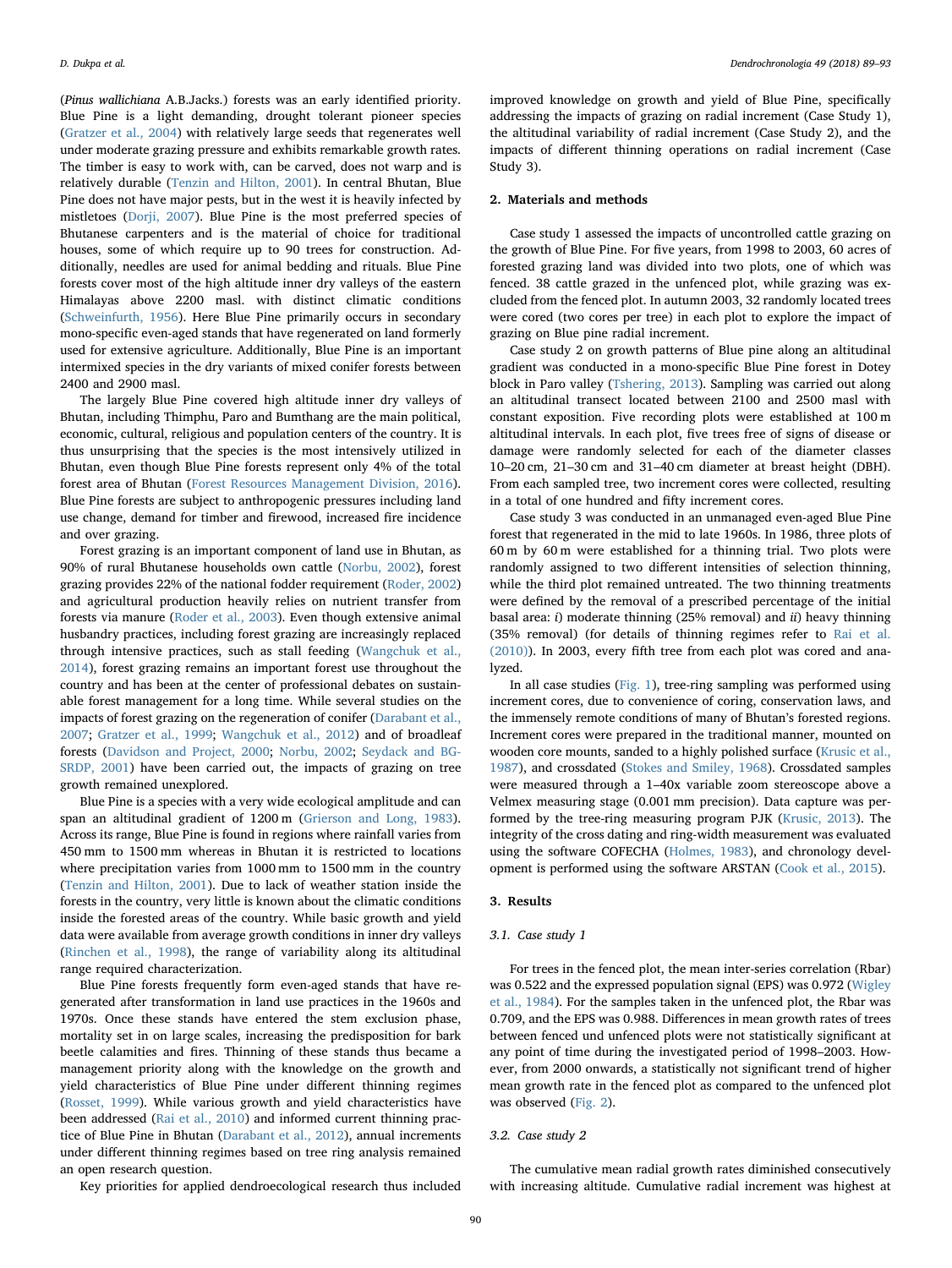(*Pinus wallichiana* A.B.Jacks.) forests was an early identified priority. Blue Pine is a light demanding, drought tolerant pioneer species (Gratzer et al., 2004) with relatively large seeds that regenerates well under moderate grazing pressure and exhibits remarkable growth rates. The timber is easy to work with, can be carved, does not warp and is relatively durable (Tenzin and Hilton, 2001). In central Bhutan, Blue Pine does not have major pests, but in the west it is heavily infected by mistletoes (Dorji, 2007). Blue Pine is the most preferred species of Bhutanese carpenters and is the material of choice for traditional houses, some of which require up to 90 trees for construction. Additionally, needles are used for animal bedding and rituals. Blue Pine forests cover most of the high altitude inner dry valleys of the eastern Himalayas above 2200 masl. with distinct climatic conditions (Schweinfurth, 1956). Here Blue Pine primarily occurs in secondary mono-specific even-aged stands that have regenerated on land formerly used for extensive agriculture. Additionally, Blue Pine is an important intermixed species in the dry variants of mixed conifer forests between 2400 and 2900 masl.

The largely Blue Pine covered high altitude inner dry valleys of Bhutan, including Thimphu, Paro and Bumthang are the main political, economic, cultural, religious and population centers of the country. It is thus unsurprising that the species is the most intensively utilized in Bhutan, even though Blue Pine forests represent only 4% of the total forest area of Bhutan (Forest Resources Management Division, 2016). Blue Pine forests are subject to anthropogenic pressures including land use change, demand for timber and firewood, increased fire incidence and over grazing.

Forest grazing is an important component of land use in Bhutan, as 90% of rural Bhutanese households own cattle (Norbu, 2002), forest grazing provides 22% of the national fodder requirement (Roder, 2002) and agricultural production heavily relies on nutrient transfer from forests via manure (Roder et al., 2003). Even though extensive animal husbandry practices, including forest grazing are increasingly replaced through intensive practices, such as stall feeding (Wangchuk et al., 2014), forest grazing remains an important forest use throughout the country and has been at the center of professional debates on sustainable forest management for a long time. While several studies on the impacts of forest grazing on the regeneration of conifer (Darabant et al., 2007; Gratzer et al., 1999; Wangchuk et al., 2012) and of broadleaf forests (Davidson and Project, 2000; Norbu, 2002; Seydack and BG-SRDP, 2001) have been carried out, the impacts of grazing on tree growth remained unexplored.

Blue Pine is a species with a very wide ecological amplitude and can span an altitudinal gradient of 1200 m (Grierson and Long, 1983). Across its range, Blue Pine is found in regions where rainfall varies from 450 mm to 1500 mm whereas in Bhutan it is restricted to locations where precipitation varies from 1000 mm to 1500 mm in the country (Tenzin and Hilton, 2001). Due to lack of weather station inside the forests in the country, very little is known about the climatic conditions inside the forested areas of the country. While basic growth and yield data were available from average growth conditions in inner dry valleys (Rinchen et al., 1998), the range of variability along its altitudinal range required characterization.

Blue Pine forests frequently form even-aged stands that have regenerated after transformation in land use practices in the 1960s and 1970s. Once these stands have entered the stem exclusion phase, mortality set in on large scales, increasing the predisposition for bark beetle calamities and fires. Thinning of these stands thus became a management priority along with the knowledge on the growth and yield characteristics of Blue Pine under different thinning regimes (Rosset, 1999). While various growth and yield characteristics have been addressed (Rai et al., 2010) and informed current thinning practice of Blue Pine in Bhutan (Darabant et al., 2012), annual increments under different thinning regimes based on tree ring analysis remained an open research question.

Key priorities for applied dendroecological research thus included improved knowledge on growth and yield of Blue Pine, specifically addressing the impacts of grazing on radial increment (Case Study 1), the altitudinal variability of radial increment (Case Study 2), and the impacts of different thinning operations on radial increment (Case Study 3).

## 2. Materials and methods

Case study 1 assessed the impacts of uncontrolled cattle grazing on the growth of Blue Pine. For five years, from 1998 to 2003, 60 acres of forested grazing land was divided into two plots, one of which was fenced. 38 cattle grazed in the unfenced plot, while grazing was excluded from the fenced plot. In autumn 2003, 32 randomly located trees were cored (two cores per tree) in each plot to explore the impact of grazing on Blue pine radial increment.

Case study 2 on growth patterns of Blue pine along an altitudinal gradient was conducted in a mono-specific Blue Pine forest in Dotey block in Paro valley (Tshering, 2013). Sampling was carried out along an altitudinal transect located between 2100 and 2500 masl with constant exposition. Five recording plots were established at 100 m altitudinal intervals. In each plot, five trees free of signs of disease or damage were randomly selected for each of the diameter classes 10–20 cm, 21–30 cm and 31–40 cm diameter at breast height (DBH). From each sampled tree, two increment cores were collected, resulting in a total of one hundred and fifty increment cores.

Case study 3 was conducted in an unmanaged even-aged Blue Pine forest that regenerated in the mid to late 1960s. In 1986, three plots of 60 m by 60 m were established for a thinning trial. Two plots were randomly assigned to two different intensities of selection thinning, while the third plot remained untreated. The two thinning treatments were defined by the removal of a prescribed percentage of the initial basal area: *i)* moderate thinning (25% removal) and *ii)* heavy thinning (35% removal) (for details of thinning regimes refer to Rai et al. (2010)). In 2003, every fifth tree from each plot was cored and analyzed.

In all case studies (Fig. 1), tree-ring sampling was performed using increment cores, due to convenience of coring, conservation laws, and the immensely remote conditions of many of Bhutan's forested regions. Increment cores were prepared in the traditional manner, mounted on wooden core mounts, sanded to a highly polished surface (Krusic et al., 1987), and crossdated (Stokes and Smiley, 1968). Crossdated samples were measured through a 1–40x variable zoom stereoscope above a Velmex measuring stage (0.001 mm precision). Data capture was performed by the tree-ring measuring program PJK (Krusic, 2013). The integrity of the cross dating and ring-width measurement was evaluated using the software COFECHA (Holmes, 1983), and chronology development is performed using the software ARSTAN (Cook et al., 2015).

## 3. Results

### 3.1. Case study 1

For trees in the fenced plot, the mean inter-series correlation (Rbar) was 0.522 and the expressed population signal (EPS) was 0.972 (Wigley et al., 1984). For the samples taken in the unfenced plot, the Rbar was 0.709, and the EPS was 0.988. Differences in mean growth rates of trees between fenced und unfenced plots were not statistically significant at any point of time during the investigated period of 1998–2003. However, from 2000 onwards, a statistically not significant trend of higher mean growth rate in the fenced plot as compared to the unfenced plot was observed (Fig. 2).

### 3.2. Case study 2

The cumulative mean radial growth rates diminished consecutively with increasing altitude. Cumulative radial increment was highest at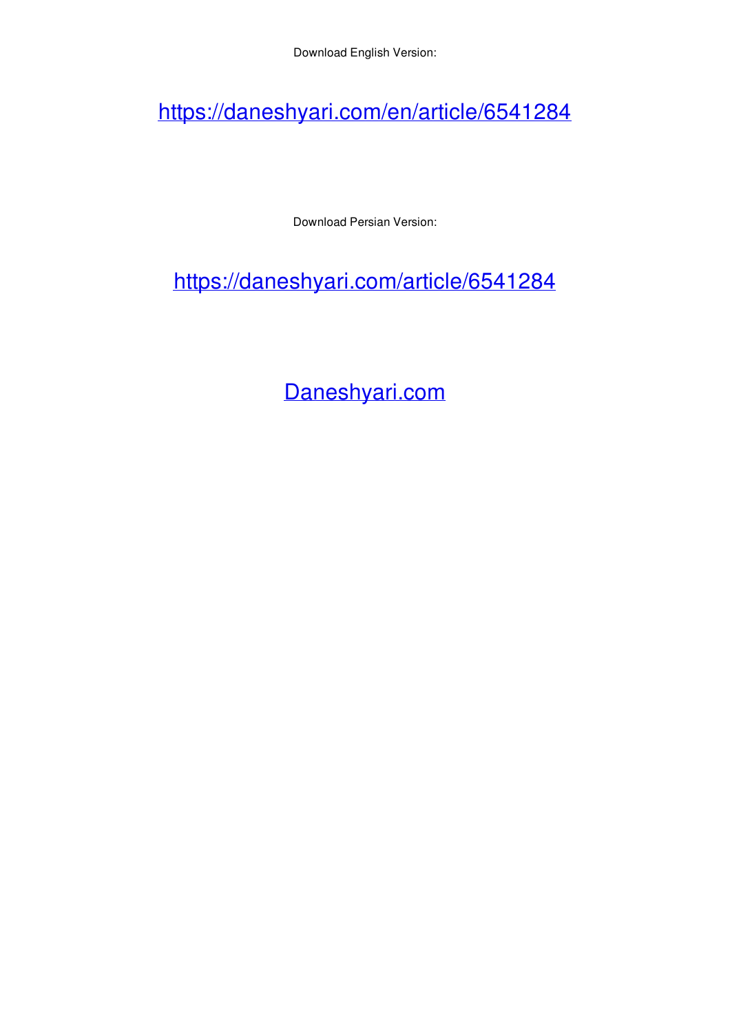Download English Version:

[https://daneshyari.com/en/article/6541284](https://daneshyari.com/en/article/6541284)

Download Persian Version:

[https://daneshyari.com/article/6541284](https://daneshyari.com/article/6541284)

[Daneshyari.com](https://daneshyari.com)